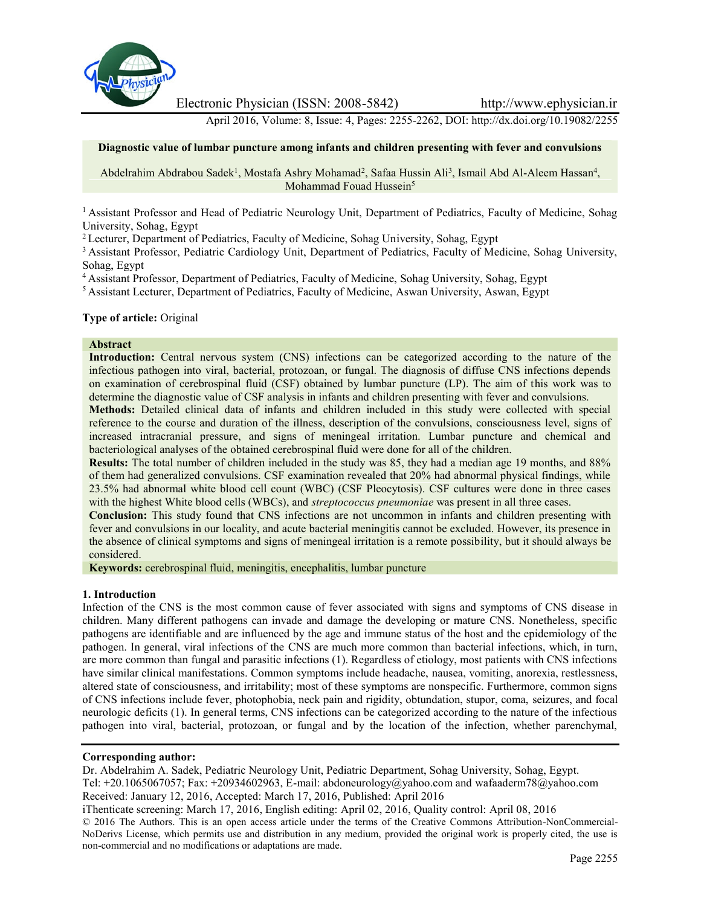# Diagnostic value of lumbar puncture among infants and children presenting with fever and convulsions

Abdelrahim Abdrabou Sadek[1], Mostafa Ashry Mohamad[2], Safaa Hussin Ali[3], Ismail Abd Al-Aleem Hassan[4], Mohammad Fouad Hussein[5]

[1] Assistant Professor and Head of Pediatric Neurology Unit, Department of Pediatrics, Faculty of Medicine, Sohag University, Sohag, Egypt

[2] Lecturer, Department of Pediatrics, Faculty of Medicine, Sohag University, Sohag, Egypt

[3] Assistant Professor, Pediatric Cardiology Unit, Department of Pediatrics, Faculty of Medicine, Sohag University, Sohag, Egypt

[4] Assistant Professor, Department of Pediatrics, Faculty of Medicine, Sohag University, Sohag, Egypt

[5] Assistant Lecturer, Department of Pediatrics, Faculty of Medicine, Aswan University, Aswan, Egypt

**Type of article:** Original

## Abstract

**Introduction:** Central nervous system (CNS) infections can be categorized according to the nature of the infectious pathogen into viral, bacterial, protozoan, or fungal. The diagnosis of diffuse CNS infections depends on examination of cerebrospinal fluid (CSF) obtained by lumbar puncture (LP). The aim of this work was to determine the diagnostic value of CSF analysis in infants and children presenting with fever and convulsions.

**Methods:** Detailed clinical data of infants and children included in this study were collected with special reference to the course and duration of the illness, description of the convulsions, consciousness level, signs of increased intracranial pressure, and signs of meningeal irritation. Lumbar puncture and chemical and bacteriological analyses of the obtained cerebrospinal fluid were done for all of the children.

**Results:** The total number of children included in the study was 85, they had a median age 19 months, and 88% of them had generalized convulsions. CSF examination revealed that 20% had abnormal physical findings, while 23.5% had abnormal white blood cell count (WBC) (CSF Pleocytosis). CSF cultures were done in three cases with the highest White blood cells (WBCs), and *streptococcus pneumoniae* was present in all three cases.

**Conclusion:** This study found that CNS infections are not uncommon in infants and children presenting with fever and convulsions in our locality, and acute bacterial meningitis cannot be excluded. However, its presence in the absence of clinical symptoms and signs of meningeal irritation is a remote possibility, but it should always be considered.

**Keywords:** cerebrospinal fluid, meningitis, encephalitis, lumbar puncture

## 1. Introduction

Infection of the CNS is the most common cause of fever associated with signs and symptoms of CNS disease in children. Many different pathogens can invade and damage the developing or mature CNS. Nonetheless, specific pathogens are identifiable and are influenced by the age and immune status of the host and the epidemiology of the pathogen. In general, viral infections of the CNS are much more common than bacterial infections, which, in turn, are more common than fungal and parasitic infections (1). Regardless of etiology, most patients with CNS infections have similar clinical manifestations. Common symptoms include headache, nausea, vomiting, anorexia, restlessness, altered state of consciousness, and irritability; most of these symptoms are nonspecific. Furthermore, common signs of CNS infections include fever, photophobia, neck pain and rigidity, obtundation, stupor, coma, seizures, and focal neurologic deficits (1). In general terms, CNS infections can be categorized according to the nature of the infectious pathogen into viral, bacterial, protozoan, or fungal and by the location of the infection, whether parenchymal,

**Corresponding author:**

Dr. Abdelrahim A. Sadek, Pediatric Neurology Unit, Pediatric Department, Sohag University, Sohag, Egypt.
Tel: +20.1065067057; Fax: +20934602963, E-mail: abdoneurology@yahoo.com and wafaaderm78@yahoo.com
Received: January 12, 2016, Accepted: March 17, 2016, Published: April 2016
iThenticate screening: March 17, 2016, English editing: April 02, 2016, Quality control: April 08, 2016
© 2016 The Authors. This is an open access article under the terms of the Creative Commons Attribution-NonCommercial-NoDerivs License, which permits use and distribution in any medium, provided the original work is properly cited, the use is non-commercial and no modifications or adaptations are made.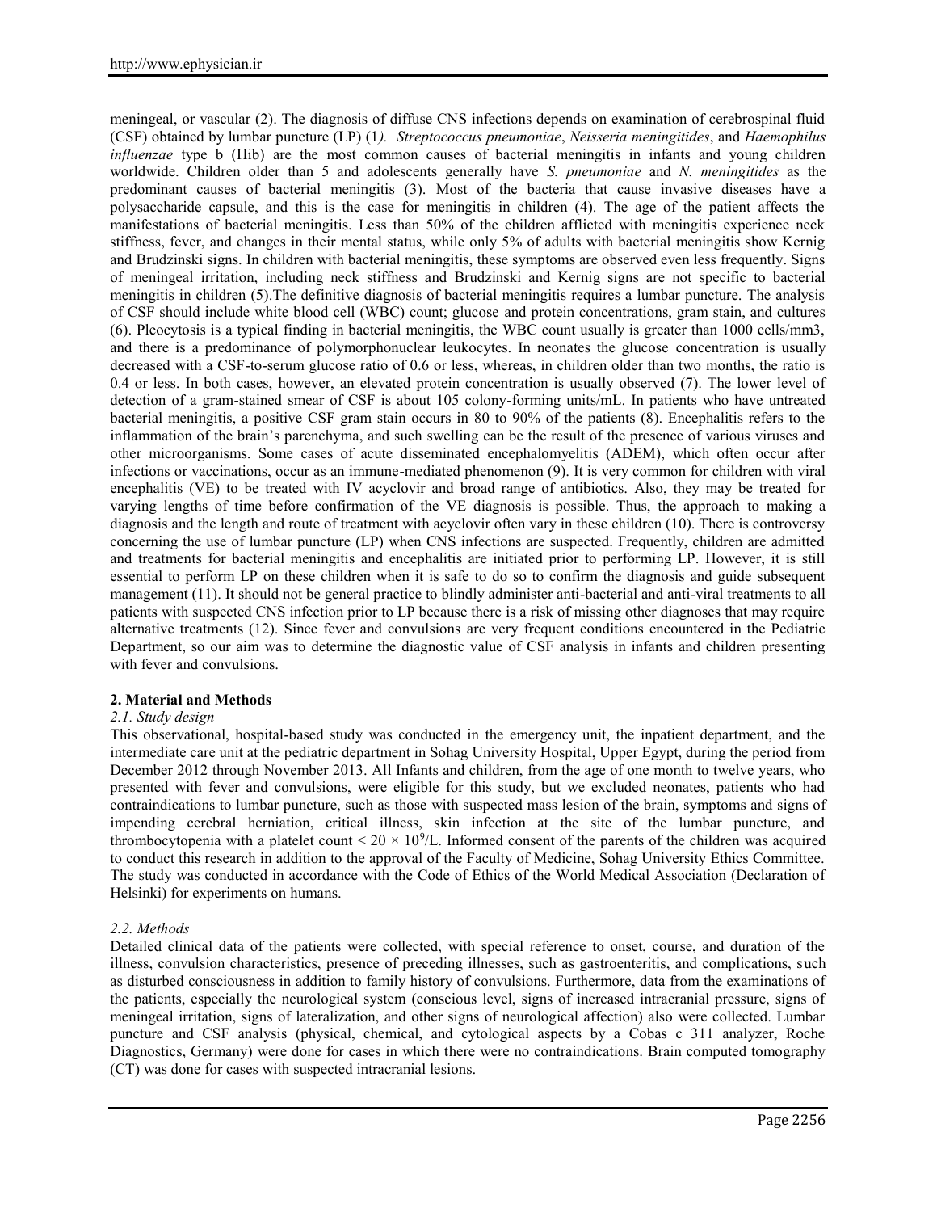meningeal, or vascular (2). The diagnosis of diffuse CNS infections depends on examination of cerebrospinal fluid (CSF) obtained by lumbar puncture (LP) (1*). Streptococcus pneumoniae*, *Neisseria meningitides*, and *Haemophilus influenzae* type b (Hib) are the most common causes of bacterial meningitis in infants and young children worldwide. Children older than 5 and adolescents generally have *S. pneumoniae* and *N. meningitides* as the predominant causes of bacterial meningitis (3). Most of the bacteria that cause invasive diseases have a polysaccharide capsule, and this is the case for meningitis in children (4). The age of the patient affects the manifestations of bacterial meningitis. Less than 50% of the children afflicted with meningitis experience neck stiffness, fever, and changes in their mental status, while only 5% of adults with bacterial meningitis show Kernig and Brudzinski signs. In children with bacterial meningitis, these symptoms are observed even less frequently. Signs of meningeal irritation, including neck stiffness and Brudzinski and Kernig signs are not specific to bacterial meningitis in children (5).The definitive diagnosis of bacterial meningitis requires a lumbar puncture. The analysis of CSF should include white blood cell (WBC) count; glucose and protein concentrations, gram stain, and cultures (6). Pleocytosis is a typical finding in bacterial meningitis, the WBC count usually is greater than 1000 cells/mm3, and there is a predominance of polymorphonuclear leukocytes. In neonates the glucose concentration is usually decreased with a CSF-to-serum glucose ratio of 0.6 or less, whereas, in children older than two months, the ratio is 0.4 or less. In both cases, however, an elevated protein concentration is usually observed (7). The lower level of detection of a gram-stained smear of CSF is about 105 colony-forming units/mL. In patients who have untreated bacterial meningitis, a positive CSF gram stain occurs in 80 to 90% of the patients (8). Encephalitis refers to the inflammation of the brain's parenchyma, and such swelling can be the result of the presence of various viruses and other microorganisms. Some cases of acute disseminated encephalomyelitis (ADEM), which often occur after infections or vaccinations, occur as an immune-mediated phenomenon (9). It is very common for children with viral encephalitis (VE) to be treated with IV acyclovir and broad range of antibiotics. Also, they may be treated for varying lengths of time before confirmation of the VE diagnosis is possible. Thus, the approach to making a diagnosis and the length and route of treatment with acyclovir often vary in these children (10). There is controversy concerning the use of lumbar puncture (LP) when CNS infections are suspected. Frequently, children are admitted and treatments for bacterial meningitis and encephalitis are initiated prior to performing LP. However, it is still essential to perform LP on these children when it is safe to do so to confirm the diagnosis and guide subsequent management (11). It should not be general practice to blindly administer anti-bacterial and anti-viral treatments to all patients with suspected CNS infection prior to LP because there is a risk of missing other diagnoses that may require alternative treatments (12). Since fever and convulsions are very frequent conditions encountered in the Pediatric Department, so our aim was to determine the diagnostic value of CSF analysis in infants and children presenting with fever and convulsions.

## 2. Material and Methods

### *2.1. Study design*

This observational, hospital-based study was conducted in the emergency unit, the inpatient department, and the intermediate care unit at the pediatric department in Sohag University Hospital, Upper Egypt, during the period from December 2012 through November 2013. All Infants and children, from the age of one month to twelve years, who presented with fever and convulsions, were eligible for this study, but we excluded neonates, patients who had contraindications to lumbar puncture, such as those with suspected mass lesion of the brain, symptoms and signs of impending cerebral herniation, critical illness, skin infection at the site of the lumbar puncture, and thrombocytopenia with a platelet count $< 20 \times 10^9$/L. Informed consent of the parents of the children was acquired to conduct this research in addition to the approval of the Faculty of Medicine, Sohag University Ethics Committee. The study was conducted in accordance with the Code of Ethics of the World Medical Association (Declaration of Helsinki) for experiments on humans.

### *2.2. Methods*

Detailed clinical data of the patients were collected, with special reference to onset, course, and duration of the illness, convulsion characteristics, presence of preceding illnesses, such as gastroenteritis, and complications, such as disturbed consciousness in addition to family history of convulsions. Furthermore, data from the examinations of the patients, especially the neurological system (conscious level, signs of increased intracranial pressure, signs of meningeal irritation, signs of lateralization, and other signs of neurological affection) also were collected. Lumbar puncture and CSF analysis (physical, chemical, and cytological aspects by a Cobas c 311 analyzer, Roche Diagnostics, Germany) were done for cases in which there were no contraindications. Brain computed tomography (CT) was done for cases with suspected intracranial lesions.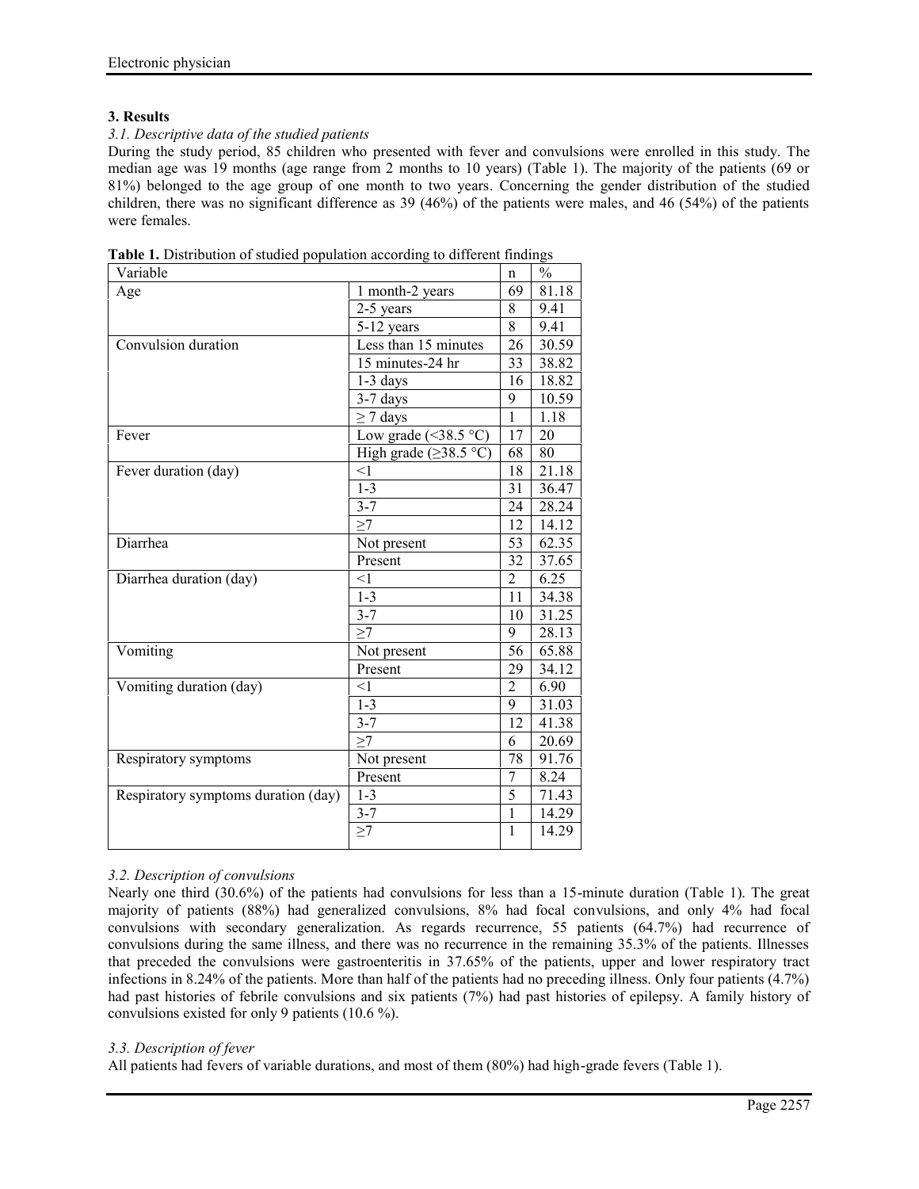## 3. Results

### *3.1. Descriptive data of the studied patients*

During the study period, 85 children who presented with fever and convulsions were enrolled in this study. The median age was 19 months (age range from 2 months to 10 years) (Table 1). The majority of the patients (69 or 81%) belonged to the age group of one month to two years. Concerning the gender distribution of the studied children, there was no significant difference as 39 (46%) of the patients were males, and 46 (54%) of the patients were females.

**Table 1.** Distribution of studied population according to different findings

| Variable | | n | % |
|---|---|---|---|
| Age | 1 month-2 years | 69 | 81.18 |
| | 2-5 years | 8 | 9.41 |
| | 5-12 years | 8 | 9.41 |
| Convulsion duration | Less than 15 minutes | 26 | 30.59 |
| | 15 minutes-24 hr | 33 | 38.82 |
| | 1-3 days | 16 | 18.82 |
| | 3-7 days | 9 | 10.59 |
| | ≥ 7 days | 1 | 1.18 |
| Fever | Low grade (<38.5 °C) | 17 | 20 |
| | High grade (≥38.5 °C) | 68 | 80 |
| Fever duration (day) | <1 | 18 | 21.18 |
| | 1-3 | 31 | 36.47 |
| | 3-7 | 24 | 28.24 |
| | ≥7 | 12 | 14.12 |
| Diarrhea | Not present | 53 | 62.35 |
| | Present | 32 | 37.65 |
| Diarrhea duration (day) | <1 | 2 | 6.25 |
| | 1-3 | 11 | 34.38 |
| | 3-7 | 10 | 31.25 |
| | ≥7 | 9 | 28.13 |
| Vomiting | Not present | 56 | 65.88 |
| | Present | 29 | 34.12 |
| Vomiting duration (day) | <1 | 2 | 6.90 |
| | 1-3 | 9 | 31.03 |
| | 3-7 | 12 | 41.38 |
| | ≥7 | 6 | 20.69 |
| Respiratory symptoms | Not present | 78 | 91.76 |
| | Present | 7 | 8.24 |
| Respiratory symptoms duration (day) | 1-3 | 5 | 71.43 |
| | 3-7 | 1 | 14.29 |
| | ≥7 | 1 | 14.29 |

### *3.2. Description of convulsions*

Nearly one third (30.6%) of the patients had convulsions for less than a 15-minute duration (Table 1). The great majority of patients (88%) had generalized convulsions, 8% had focal convulsions, and only 4% had focal convulsions with secondary generalization. As regards recurrence, 55 patients (64.7%) had recurrence of convulsions during the same illness, and there was no recurrence in the remaining 35.3% of the patients. Illnesses that preceded the convulsions were gastroenteritis in 37.65% of the patients, upper and lower respiratory tract infections in 8.24% of the patients. More than half of the patients had no preceding illness. Only four patients (4.7%) had past histories of febrile convulsions and six patients (7%) had past histories of epilepsy. A family history of convulsions existed for only 9 patients (10.6 %).

### *3.3. Description of fever*

All patients had fevers of variable durations, and most of them (80%) had high-grade fevers (Table 1).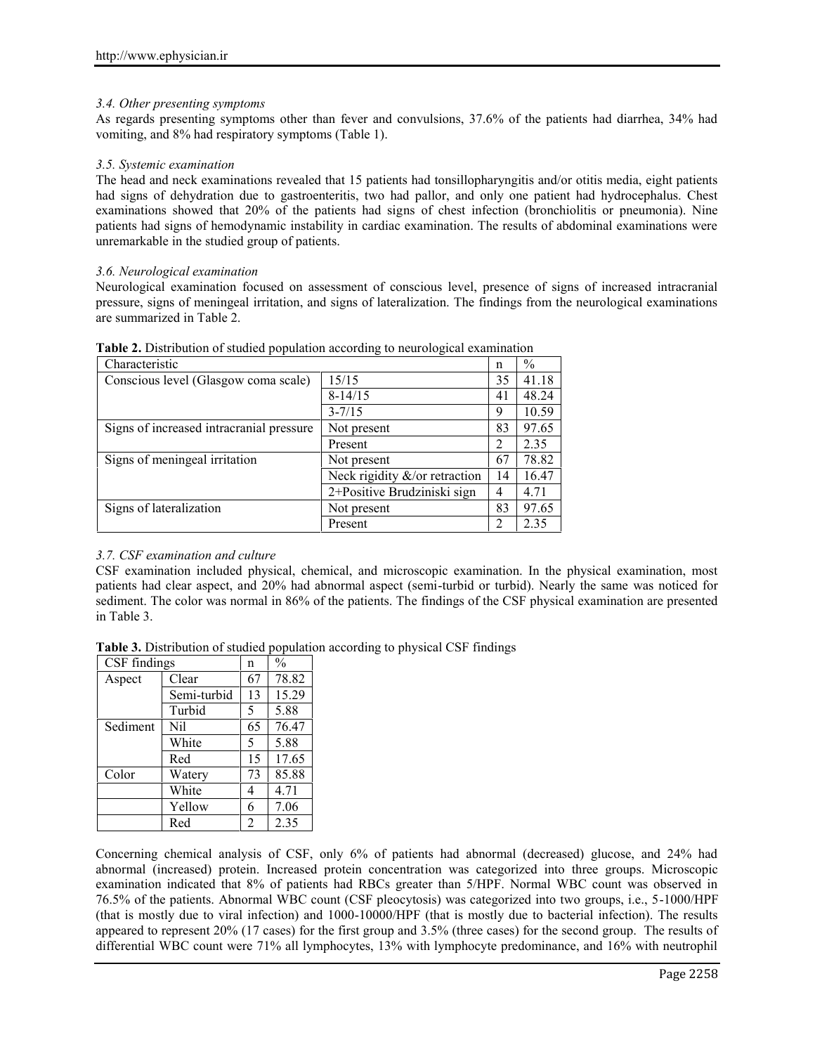### 3.4. Other presenting symptoms

As regards presenting symptoms other than fever and convulsions, 37.6% of the patients had diarrhea, 34% had vomiting, and 8% had respiratory symptoms (Table 1).

### 3.5. Systemic examination

The head and neck examinations revealed that 15 patients had tonsillopharyngitis and/or otitis media, eight patients had signs of dehydration due to gastroenteritis, two had pallor, and only one patient had hydrocephalus. Chest examinations showed that 20% of the patients had signs of chest infection (bronchiolitis or pneumonia). Nine patients had signs of hemodynamic instability in cardiac examination. The results of abdominal examinations were unremarkable in the studied group of patients.

### 3.6. Neurological examination

Neurological examination focused on assessment of conscious level, presence of signs of increased intracranial pressure, signs of meningeal irritation, and signs of lateralization. The findings from the neurological examinations are summarized in Table 2.

**Table 2.** Distribution of studied population according to neurological examination

| Characteristic | | n | % |
|---|---|---|---|
| Conscious level (Glasgow coma scale) | 15/15 | 35 | 41.18 |
| | 8-14/15 | 41 | 48.24 |
| | 3-7/15 | 9 | 10.59 |
| Signs of increased intracranial pressure | Not present | 83 | 97.65 |
| | Present | 2 | 2.35 |
| Signs of meningeal irritation | Not present | 67 | 78.82 |
| | Neck rigidity &/or retraction | 14 | 16.47 |
| | 2+Positive Brudziniski sign | 4 | 4.71 |
| Signs of lateralization | Not present | 83 | 97.65 |
| | Present | 2 | 2.35 |

### 3.7. CSF examination and culture

CSF examination included physical, chemical, and microscopic examination. In the physical examination, most patients had clear aspect, and 20% had abnormal aspect (semi-turbid or turbid). Nearly the same was noticed for sediment. The color was normal in 86% of the patients. The findings of the CSF physical examination are presented in Table 3.

**Table 3.** Distribution of studied population according to physical CSF findings

| CSF findings | | n | % |
|---|---|---|---|
| Aspect | Clear | 67 | 78.82 |
| | Semi-turbid | 13 | 15.29 |
| | Turbid | 5 | 5.88 |
| Sediment | Nil | 65 | 76.47 |
| | White | 5 | 5.88 |
| | Red | 15 | 17.65 |
| Color | Watery | 73 | 85.88 |
| | White | 4 | 4.71 |
| | Yellow | 6 | 7.06 |
| | Red | 2 | 2.35 |

Concerning chemical analysis of CSF, only 6% of patients had abnormal (decreased) glucose, and 24% had abnormal (increased) protein. Increased protein concentration was categorized into three groups. Microscopic examination indicated that 8% of patients had RBCs greater than 5/HPF. Normal WBC count was observed in 76.5% of the patients. Abnormal WBC count (CSF pleocytosis) was categorized into two groups, i.e., 5-1000/HPF (that is mostly due to viral infection) and 1000-10000/HPF (that is mostly due to bacterial infection). The results appeared to represent 20% (17 cases) for the first group and 3.5% (three cases) for the second group. The results of differential WBC count were 71% all lymphocytes, 13% with lymphocyte predominance, and 16% with neutrophil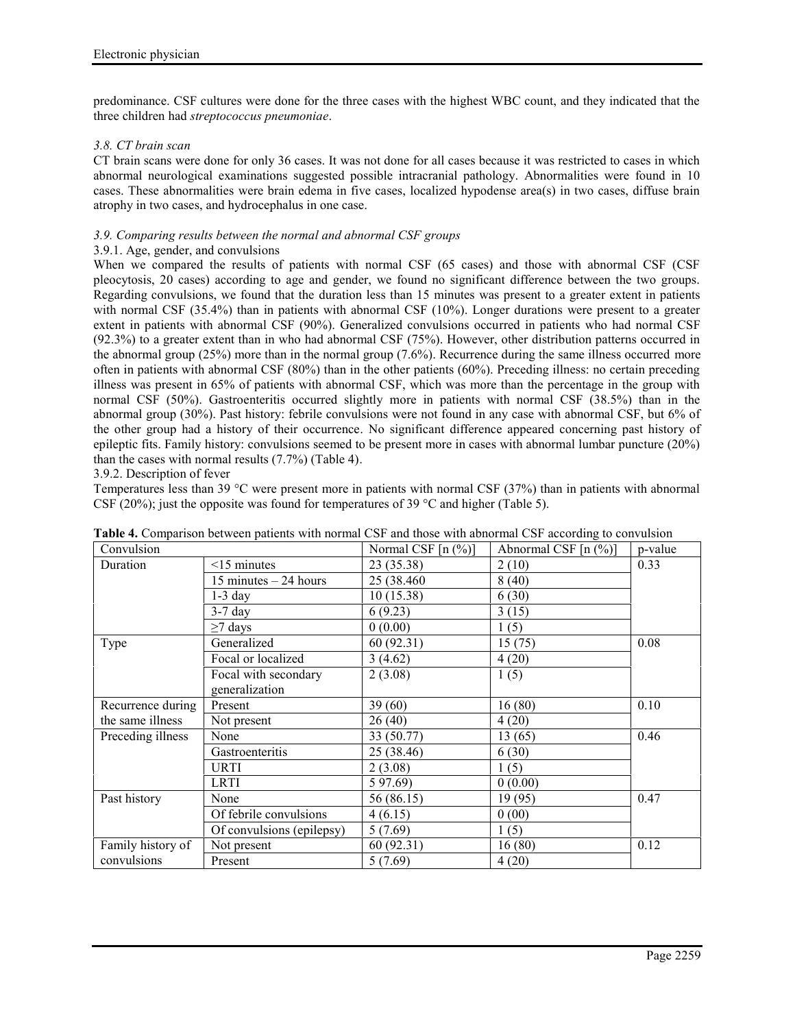predominance. CSF cultures were done for the three cases with the highest WBC count, and they indicated that the three children had *streptococcus pneumoniae*.

### *3.8. CT brain scan*

CT brain scans were done for only 36 cases. It was not done for all cases because it was restricted to cases in which abnormal neurological examinations suggested possible intracranial pathology. Abnormalities were found in 10 cases. These abnormalities were brain edema in five cases, localized hypodense area(s) in two cases, diffuse brain atrophy in two cases, and hydrocephalus in one case.

### *3.9. Comparing results between the normal and abnormal CSF groups*

#### 3.9.1. Age, gender, and convulsions

When we compared the results of patients with normal CSF (65 cases) and those with abnormal CSF (CSF pleocytosis, 20 cases) according to age and gender, we found no significant difference between the two groups. Regarding convulsions, we found that the duration less than 15 minutes was present to a greater extent in patients with normal CSF (35.4%) than in patients with abnormal CSF (10%). Longer durations were present to a greater extent in patients with abnormal CSF (90%). Generalized convulsions occurred in patients who had normal CSF (92.3%) to a greater extent than in who had abnormal CSF (75%). However, other distribution patterns occurred in the abnormal group (25%) more than in the normal group (7.6%). Recurrence during the same illness occurred more often in patients with abnormal CSF (80%) than in the other patients (60%). Preceding illness: no certain preceding illness was present in 65% of patients with abnormal CSF, which was more than the percentage in the group with normal CSF (50%). Gastroenteritis occurred slightly more in patients with normal CSF (38.5%) than in the abnormal group (30%). Past history: febrile convulsions were not found in any case with abnormal CSF, but 6% of the other group had a history of their occurrence. No significant difference appeared concerning past history of epileptic fits. Family history: convulsions seemed to be present more in cases with abnormal lumbar puncture (20%) than the cases with normal results (7.7%) (Table 4).

#### 3.9.2. Description of fever

Temperatures less than 39 °C were present more in patients with normal CSF (37%) than in patients with abnormal CSF (20%); just the opposite was found for temperatures of 39 °C and higher (Table 5).

**Table 4.** Comparison between patients with normal CSF and those with abnormal CSF according to convulsion

| Convulsion | | Normal CSF [n (%)] | Abnormal CSF [n (%)] | p-value |
|---|---|---|---|---|
| Duration | <15 minutes | 23 (35.38) | 2 (10) | 0.33 |
| | 15 minutes – 24 hours | 25 (38.460 | 8 (40) | |
| | 1-3 day | 10 (15.38) | 6 (30) | |
| | 3-7 day | 6 (9.23) | 3 (15) | |
| | ≥7 days | 0 (0.00) | 1 (5) | |
| Type | Generalized | 60 (92.31) | 15 (75) | 0.08 |
| | Focal or localized | 3 (4.62) | 4 (20) | |
| | Focal with secondary generalization | 2 (3.08) | 1 (5) | |
| Recurrence during the same illness | Present | 39 (60) | 16 (80) | 0.10 |
| | Not present | 26 (40) | 4 (20) | |
| Preceding illness | None | 33 (50.77) | 13 (65) | 0.46 |
| | Gastroenteritis | 25 (38.46) | 6 (30) | |
| | URTI | 2 (3.08) | 1 (5) | |
| | LRTI | 5 97.69) | 0 (0.00) | |
| Past history | None | 56 (86.15) | 19 (95) | 0.47 |
| | Of febrile convulsions | 4 (6.15) | 0 (00) | |
| | Of convulsions (epilepsy) | 5 (7.69) | 1 (5) | |
| Family history of convulsions | Not present | 60 (92.31) | 16 (80) | 0.12 |
| | Present | 5 (7.69) | 4 (20) | |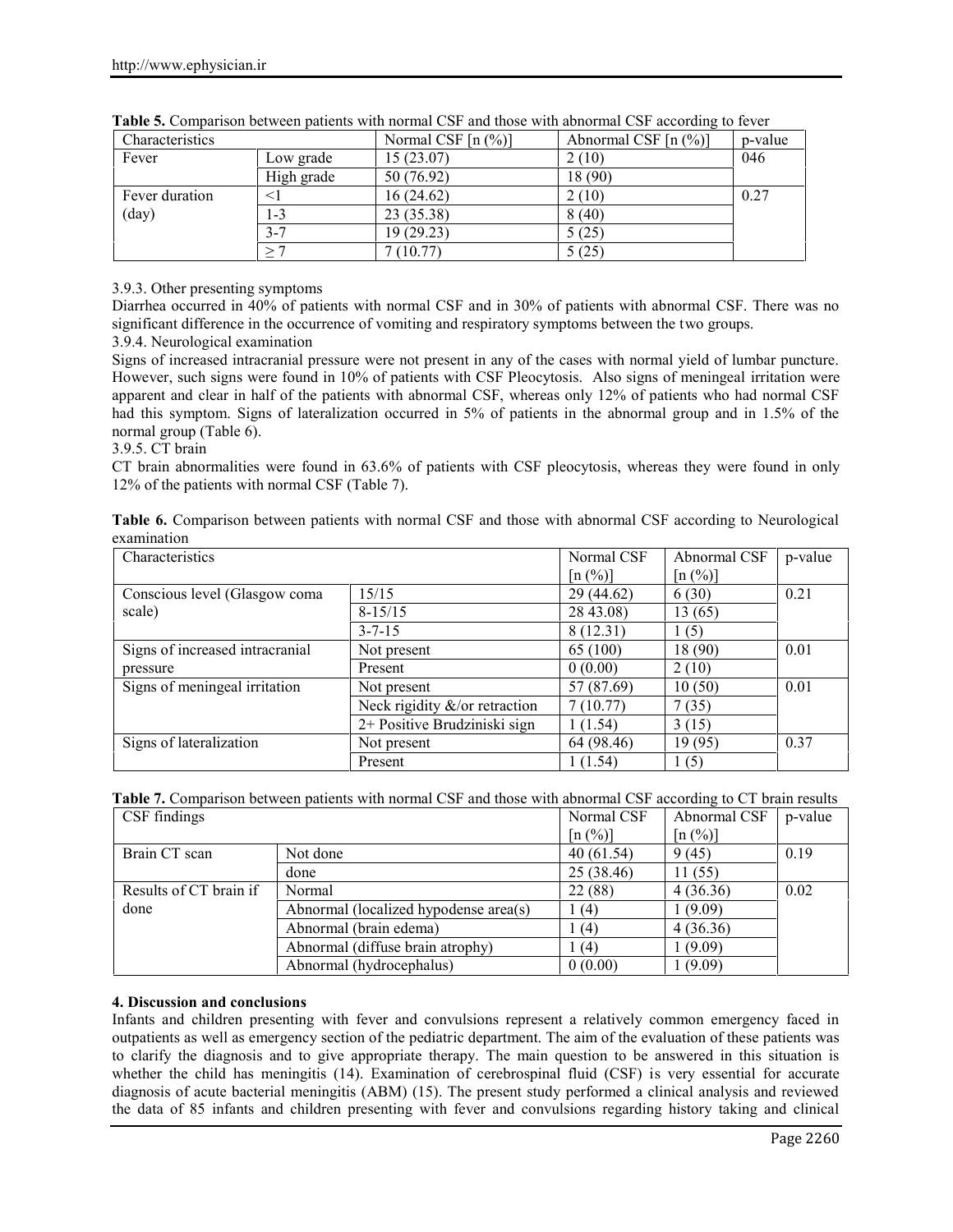**Table 5.** Comparison between patients with normal CSF and those with abnormal CSF according to fever

| Characteristics | | Normal CSF [n (%)] | Abnormal CSF [n (%)] | p-value |
|---|---|---|---|---|
| Fever | Low grade | 15 (23.07) | 2 (10) | 046 |
| | High grade | 50 (76.92) | 18 (90) | |
| Fever duration (day) | <1 | 16 (24.62) | 2 (10) | 0.27 |
| | 1-3 | 23 (35.38) | 8 (40) | |
| | 3-7 | 19 (29.23) | 5 (25) | |
| | ≥ 7 | 7 (10.77) | 5 (25) | |

3.9.3. Other presenting symptoms

Diarrhea occurred in 40% of patients with normal CSF and in 30% of patients with abnormal CSF. There was no significant difference in the occurrence of vomiting and respiratory symptoms between the two groups.

3.9.4. Neurological examination

Signs of increased intracranial pressure were not present in any of the cases with normal yield of lumbar puncture. However, such signs were found in 10% of patients with CSF Pleocytosis. Also signs of meningeal irritation were apparent and clear in half of the patients with abnormal CSF, whereas only 12% of patients who had normal CSF had this symptom. Signs of lateralization occurred in 5% of patients in the abnormal group and in 1.5% of the normal group (Table 6).

3.9.5. CT brain

CT brain abnormalities were found in 63.6% of patients with CSF pleocytosis, whereas they were found in only 12% of the patients with normal CSF (Table 7).

**Table 6.** Comparison between patients with normal CSF and those with abnormal CSF according to Neurological examination

| Characteristics | | Normal CSF [n (%)] | Abnormal CSF [n (%)] | p-value |
|---|---|---|---|---|
| Conscious level (Glasgow coma scale) | 15/15 | 29 (44.62) | 6 (30) | 0.21 |
| | 8-15/15 | 28 43.08) | 13 (65) | |
| | 3-7-15 | 8 (12.31) | 1 (5) | |
| Signs of increased intracranial pressure | Not present | 65 (100) | 18 (90) | 0.01 |
| | Present | 0 (0.00) | 2 (10) | |
| Signs of meningeal irritation | Not present | 57 (87.69) | 10 (50) | 0.01 |
| | Neck rigidity &/or retraction | 7 (10.77) | 7 (35) | |
| | 2+ Positive Brudziniski sign | 1 (1.54) | 3 (15) | |
| Signs of lateralization | Not present | 64 (98.46) | 19 (95) | 0.37 |
| | Present | 1 (1.54) | 1 (5) | |

**Table 7.** Comparison between patients with normal CSF and those with abnormal CSF according to CT brain results

| CSF findings | | Normal CSF [n (%)] | Abnormal CSF [n (%)] | p-value |
|---|---|---|---|---|
| Brain CT scan | Not done | 40 (61.54) | 9 (45) | 0.19 |
| | done | 25 (38.46) | 11 (55) | |
| Results of CT brain if done | Normal | 22 (88) | 4 (36.36) | 0.02 |
| | Abnormal (localized hypodense area(s) | 1 (4) | 1 (9.09) | |
| | Abnormal (brain edema) | 1 (4) | 4 (36.36) | |
| | Abnormal (diffuse brain atrophy) | 1 (4) | 1 (9.09) | |
| | Abnormal (hydrocephalus) | 0 (0.00) | 1 (9.09) | |

## 4. Discussion and conclusions

Infants and children presenting with fever and convulsions represent a relatively common emergency faced in outpatients as well as emergency section of the pediatric department. The aim of the evaluation of these patients was to clarify the diagnosis and to give appropriate therapy. The main question to be answered in this situation is whether the child has meningitis (14). Examination of cerebrospinal fluid (CSF) is very essential for accurate diagnosis of acute bacterial meningitis (ABM) (15). The present study performed a clinical analysis and reviewed the data of 85 infants and children presenting with fever and convulsions regarding history taking and clinical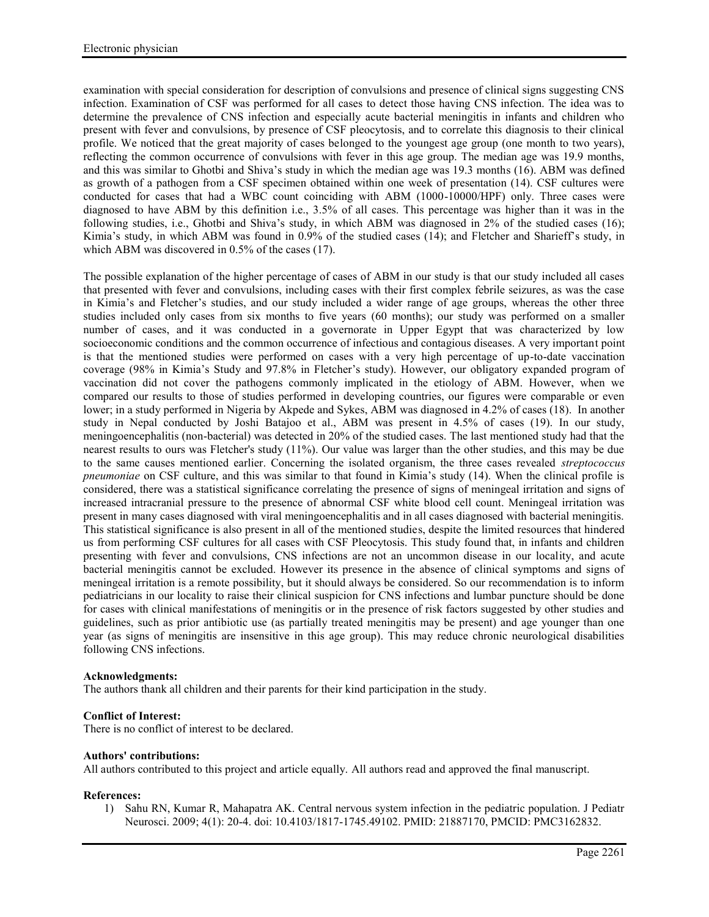examination with special consideration for description of convulsions and presence of clinical signs suggesting CNS infection. Examination of CSF was performed for all cases to detect those having CNS infection. The idea was to determine the prevalence of CNS infection and especially acute bacterial meningitis in infants and children who present with fever and convulsions, by presence of CSF pleocytosis, and to correlate this diagnosis to their clinical profile. We noticed that the great majority of cases belonged to the youngest age group (one month to two years), reflecting the common occurrence of convulsions with fever in this age group. The median age was 19.9 months, and this was similar to Ghotbi and Shiva's study in which the median age was 19.3 months (16). ABM was defined as growth of a pathogen from a CSF specimen obtained within one week of presentation (14). CSF cultures were conducted for cases that had a WBC count coinciding with ABM (1000-10000/HPF) only. Three cases were diagnosed to have ABM by this definition i.e., 3.5% of all cases. This percentage was higher than it was in the following studies, i.e., Ghotbi and Shiva's study, in which ABM was diagnosed in 2% of the studied cases (16); Kimia's study, in which ABM was found in 0.9% of the studied cases (14); and Fletcher and Sharieff's study, in which ABM was discovered in 0.5% of the cases (17).

The possible explanation of the higher percentage of cases of ABM in our study is that our study included all cases that presented with fever and convulsions, including cases with their first complex febrile seizures, as was the case in Kimia's and Fletcher's studies, and our study included a wider range of age groups, whereas the other three studies included only cases from six months to five years (60 months); our study was performed on a smaller number of cases, and it was conducted in a governorate in Upper Egypt that was characterized by low socioeconomic conditions and the common occurrence of infectious and contagious diseases. A very important point is that the mentioned studies were performed on cases with a very high percentage of up-to-date vaccination coverage (98% in Kimia's Study and 97.8% in Fletcher's study). However, our obligatory expanded program of vaccination did not cover the pathogens commonly implicated in the etiology of ABM. However, when we compared our results to those of studies performed in developing countries, our figures were comparable or even lower; in a study performed in Nigeria by Akpede and Sykes, ABM was diagnosed in 4.2% of cases (18). In another study in Nepal conducted by Joshi Batajoo et al., ABM was present in 4.5% of cases (19). In our study, meningoencephalitis (non-bacterial) was detected in 20% of the studied cases. The last mentioned study had that the nearest results to ours was Fletcher's study (11%). Our value was larger than the other studies, and this may be due to the same causes mentioned earlier. Concerning the isolated organism, the three cases revealed *streptococcus pneumoniae* on CSF culture, and this was similar to that found in Kimia's study (14). When the clinical profile is considered, there was a statistical significance correlating the presence of signs of meningeal irritation and signs of increased intracranial pressure to the presence of abnormal CSF white blood cell count. Meningeal irritation was present in many cases diagnosed with viral meningoencephalitis and in all cases diagnosed with bacterial meningitis. This statistical significance is also present in all of the mentioned studies, despite the limited resources that hindered us from performing CSF cultures for all cases with CSF Pleocytosis. This study found that, in infants and children presenting with fever and convulsions, CNS infections are not an uncommon disease in our locality, and acute bacterial meningitis cannot be excluded. However its presence in the absence of clinical symptoms and signs of meningeal irritation is a remote possibility, but it should always be considered. So our recommendation is to inform pediatricians in our locality to raise their clinical suspicion for CNS infections and lumbar puncture should be done for cases with clinical manifestations of meningitis or in the presence of risk factors suggested by other studies and guidelines, such as prior antibiotic use (as partially treated meningitis may be present) and age younger than one year (as signs of meningitis are insensitive in this age group). This may reduce chronic neurological disabilities following CNS infections.

**Acknowledgments:**
The authors thank all children and their parents for their kind participation in the study.

**Conflict of Interest:**
There is no conflict of interest to be declared.

**Authors' contributions:**
All authors contributed to this project and article equally. All authors read and approved the final manuscript.

**References:**

1) Sahu RN, Kumar R, Mahapatra AK. Central nervous system infection in the pediatric population. J Pediatr Neurosci. 2009; 4(1): 20-4. doi: 10.4103/1817-1745.49102. PMID: 21887170, PMCID: PMC3162832.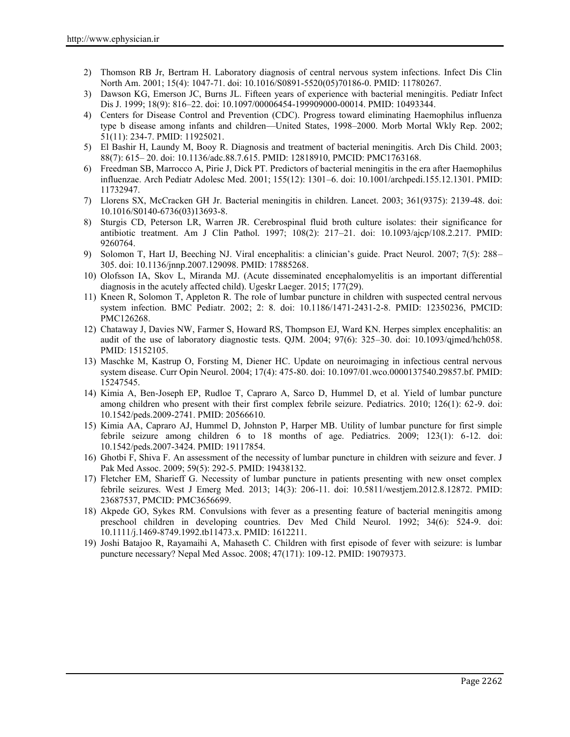2) Thomson RB Jr, Bertram H. Laboratory diagnosis of central nervous system infections. Infect Dis Clin North Am. 2001; 15(4): 1047-71. doi: 10.1016/S0891-5520(05)70186-0. PMID: 11780267.
3) Dawson KG, Emerson JC, Burns JL. Fifteen years of experience with bacterial meningitis. Pediatr Infect Dis J. 1999; 18(9): 816–22. doi: 10.1097/00006454-199909000-00014. PMID: 10493344.
4) Centers for Disease Control and Prevention (CDC). Progress toward eliminating Haemophilus influenza type b disease among infants and children—United States, 1998–2000. Morb Mortal Wkly Rep. 2002; 51(11): 234-7. PMID: 11925021.
5) El Bashir H, Laundy M, Booy R. Diagnosis and treatment of bacterial meningitis. Arch Dis Child. 2003; 88(7): 615– 20. doi: 10.1136/adc.88.7.615. PMID: 12818910, PMCID: PMC1763168.
6) Freedman SB, Marrocco A, Pirie J, Dick PT. Predictors of bacterial meningitis in the era after Haemophilus influenzae. Arch Pediatr Adolesc Med. 2001; 155(12): 1301–6. doi: 10.1001/archpedi.155.12.1301. PMID: 11732947.
7) Llorens SX, McCracken GH Jr. Bacterial meningitis in children. Lancet. 2003; 361(9375): 2139-48. doi: 10.1016/S0140-6736(03)13693-8.
8) Sturgis CD, Peterson LR, Warren JR. Cerebrospinal fluid broth culture isolates: their significance for antibiotic treatment. Am J Clin Pathol. 1997; 108(2): 217–21. doi: 10.1093/ajcp/108.2.217. PMID: 9260764.
9) Solomon T, Hart IJ, Beeching NJ. Viral encephalitis: a clinician's guide. Pract Neurol. 2007; 7(5): 288–305. doi: 10.1136/jnnp.2007.129098. PMID: 17885268.
10) Olofsson IA, Skov L, Miranda MJ. (Acute disseminated encephalomyelitis is an important differential diagnosis in the acutely affected child). Ugeskr Laeger. 2015; 177(29).
11) Kneen R, Solomon T, Appleton R. The role of lumbar puncture in children with suspected central nervous system infection. BMC Pediatr. 2002; 2: 8. doi: 10.1186/1471-2431-2-8. PMID: 12350236, PMCID: PMC126268.
12) Chataway J, Davies NW, Farmer S, Howard RS, Thompson EJ, Ward KN. Herpes simplex encephalitis: an audit of the use of laboratory diagnostic tests. QJM. 2004; 97(6): 325–30. doi: 10.1093/qjmed/hch058. PMID: 15152105.
13) Maschke M, Kastrup O, Forsting M, Diener HC. Update on neuroimaging in infectious central nervous system disease. Curr Opin Neurol. 2004; 17(4): 475-80. doi: 10.1097/01.wco.0000137540.29857.bf. PMID: 15247545.
14) Kimia A, Ben-Joseph EP, Rudloe T, Capraro A, Sarco D, Hummel D, et al. Yield of lumbar puncture among children who present with their first complex febrile seizure. Pediatrics. 2010; 126(1): 62-9. doi: 10.1542/peds.2009-2741. PMID: 20566610.
15) Kimia AA, Capraro AJ, Hummel D, Johnston P, Harper MB. Utility of lumbar puncture for first simple febrile seizure among children 6 to 18 months of age. Pediatrics. 2009; 123(1): 6-12. doi: 10.1542/peds.2007-3424. PMID: 19117854.
16) Ghotbi F, Shiva F. An assessment of the necessity of lumbar puncture in children with seizure and fever. J Pak Med Assoc. 2009; 59(5): 292-5. PMID: 19438132.
17) Fletcher EM, Sharieff G. Necessity of lumbar puncture in patients presenting with new onset complex febrile seizures. West J Emerg Med. 2013; 14(3): 206-11. doi: 10.5811/westjem.2012.8.12872. PMID: 23687537, PMCID: PMC3656699.
18) Akpede GO, Sykes RM. Convulsions with fever as a presenting feature of bacterial meningitis among preschool children in developing countries. Dev Med Child Neurol. 1992; 34(6): 524-9. doi: 10.1111/j.1469-8749.1992.tb11473.x. PMID: 1612211.
19) Joshi Batajoo R, Rayamaihi A, Mahaseth C. Children with first episode of fever with seizure: is lumbar puncture necessary? Nepal Med Assoc. 2008; 47(171): 109-12. PMID: 19079373.